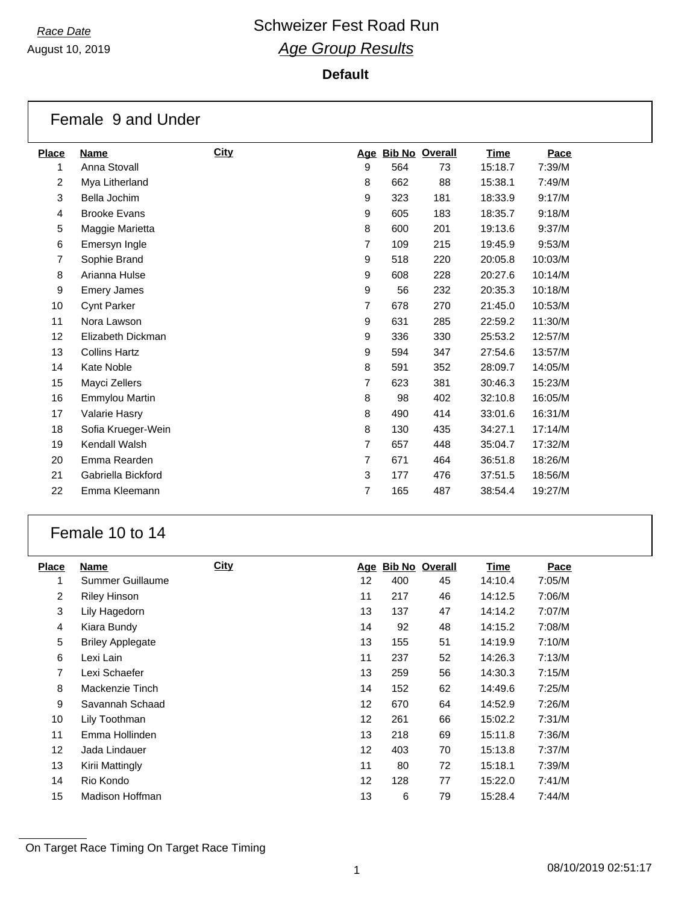*Race Date*

August 10, 2019

# Schweizer Fest Road Run

## *Age Group Results*

**Default**

### Female 9 and Under

| Place | Name | City | Age | Bib No | Overall | Time | Pace |
|---|---|---|---|---|---|---|---|
| 1 | Anna Stovall | | 9 | 564 | 73 | 15:18.7 | 7:39/M |
| 2 | Mya Litherland | | 8 | 662 | 88 | 15:38.1 | 7:49/M |
| 3 | Bella Jochim | | 9 | 323 | 181 | 18:33.9 | 9:17/M |
| 4 | Brooke Evans | | 9 | 605 | 183 | 18:35.7 | 9:18/M |
| 5 | Maggie Marietta | | 8 | 600 | 201 | 19:13.6 | 9:37/M |
| 6 | Emersyn Ingle | | 7 | 109 | 215 | 19:45.9 | 9:53/M |
| 7 | Sophie Brand | | 9 | 518 | 220 | 20:05.8 | 10:03/M |
| 8 | Arianna Hulse | | 9 | 608 | 228 | 20:27.6 | 10:14/M |
| 9 | Emery James | | 9 | 56 | 232 | 20:35.3 | 10:18/M |
| 10 | Cynt Parker | | 7 | 678 | 270 | 21:45.0 | 10:53/M |
| 11 | Nora Lawson | | 9 | 631 | 285 | 22:59.2 | 11:30/M |
| 12 | Elizabeth Dickman | | 9 | 336 | 330 | 25:53.2 | 12:57/M |
| 13 | Collins Hartz | | 9 | 594 | 347 | 27:54.6 | 13:57/M |
| 14 | Kate Noble | | 8 | 591 | 352 | 28:09.7 | 14:05/M |
| 15 | Mayci Zellers | | 7 | 623 | 381 | 30:46.3 | 15:23/M |
| 16 | Emmylou Martin | | 8 | 98 | 402 | 32:10.8 | 16:05/M |
| 17 | Valarie Hasry | | 8 | 490 | 414 | 33:01.6 | 16:31/M |
| 18 | Sofia Krueger-Wein | | 8 | 130 | 435 | 34:27.1 | 17:14/M |
| 19 | Kendall Walsh | | 7 | 657 | 448 | 35:04.7 | 17:32/M |
| 20 | Emma Rearden | | 7 | 671 | 464 | 36:51.8 | 18:26/M |
| 21 | Gabriella Bickford | | 3 | 177 | 476 | 37:51.5 | 18:56/M |
| 22 | Emma Kleemann | | 7 | 165 | 487 | 38:54.4 | 19:27/M |

### Female 10 to 14

| Place | Name | City | Age | Bib No | Overall | Time | Pace |
|---|---|---|---|---|---|---|---|
| 1 | Summer Guillaume | | 12 | 400 | 45 | 14:10.4 | 7:05/M |
| 2 | Riley Hinson | | 11 | 217 | 46 | 14:12.5 | 7:06/M |
| 3 | Lily Hagedorn | | 13 | 137 | 47 | 14:14.2 | 7:07/M |
| 4 | Kiara Bundy | | 14 | 92 | 48 | 14:15.2 | 7:08/M |
| 5 | Briley Applegate | | 13 | 155 | 51 | 14:19.9 | 7:10/M |
| 6 | Lexi Lain | | 11 | 237 | 52 | 14:26.3 | 7:13/M |
| 7 | Lexi Schaefer | | 13 | 259 | 56 | 14:30.3 | 7:15/M |
| 8 | Mackenzie Tinch | | 14 | 152 | 62 | 14:49.6 | 7:25/M |
| 9 | Savannah Schaad | | 12 | 670 | 64 | 14:52.9 | 7:26/M |
| 10 | Lily Toothman | | 12 | 261 | 66 | 15:02.2 | 7:31/M |
| 11 | Emma Hollinden | | 13 | 218 | 69 | 15:11.8 | 7:36/M |
| 12 | Jada Lindauer | | 12 | 403 | 70 | 15:13.8 | 7:37/M |
| 13 | Kirii Mattingly | | 11 | 80 | 72 | 15:18.1 | 7:39/M |
| 14 | Rio Kondo | | 12 | 128 | 77 | 15:22.0 | 7:41/M |
| 15 | Madison Hoffman | | 13 | 6 | 79 | 15:28.4 | 7:44/M |

On Target Race Timing On Target Race Timing

08/10/2019 02:51:17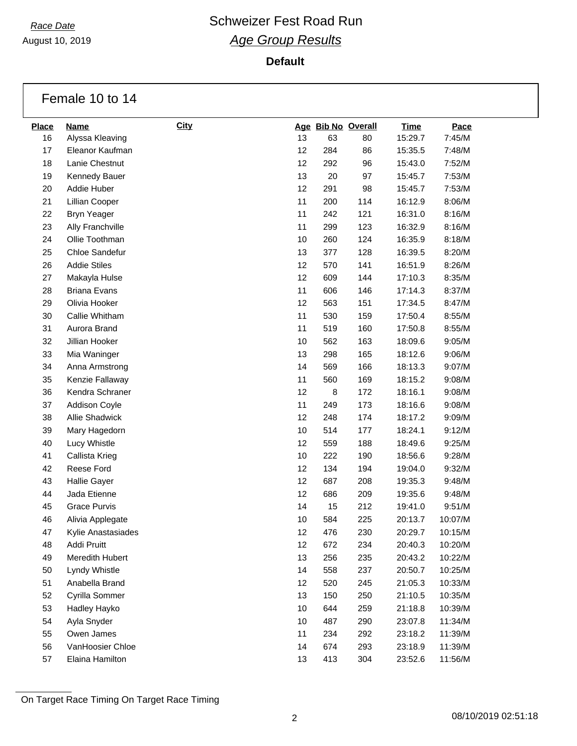*Race Date*

August 10, 2019

# Schweizer Fest Road Run

## *Age Group Results*

**Default**

### Female 10 to 14

| Place | Name | City | Age | Bib No | Overall | Time | Pace |
|---|---|---|---|---|---|---|---|
| 16 | Alyssa Kleaving | | 13 | 63 | 80 | 15:29.7 | 7:45/M |
| 17 | Eleanor Kaufman | | 12 | 284 | 86 | 15:35.5 | 7:48/M |
| 18 | Lanie Chestnut | | 12 | 292 | 96 | 15:43.0 | 7:52/M |
| 19 | Kennedy Bauer | | 13 | 20 | 97 | 15:45.7 | 7:53/M |
| 20 | Addie Huber | | 12 | 291 | 98 | 15:45.7 | 7:53/M |
| 21 | Lillian Cooper | | 11 | 200 | 114 | 16:12.9 | 8:06/M |
| 22 | Bryn Yeager | | 11 | 242 | 121 | 16:31.0 | 8:16/M |
| 23 | Ally Franchville | | 11 | 299 | 123 | 16:32.9 | 8:16/M |
| 24 | Ollie Toothman | | 10 | 260 | 124 | 16:35.9 | 8:18/M |
| 25 | Chloe Sandefur | | 13 | 377 | 128 | 16:39.5 | 8:20/M |
| 26 | Addie Stiles | | 12 | 570 | 141 | 16:51.9 | 8:26/M |
| 27 | Makayla Hulse | | 12 | 609 | 144 | 17:10.3 | 8:35/M |
| 28 | Briana Evans | | 11 | 606 | 146 | 17:14.3 | 8:37/M |
| 29 | Olivia Hooker | | 12 | 563 | 151 | 17:34.5 | 8:47/M |
| 30 | Callie Whitham | | 11 | 530 | 159 | 17:50.4 | 8:55/M |
| 31 | Aurora Brand | | 11 | 519 | 160 | 17:50.8 | 8:55/M |
| 32 | Jillian Hooker | | 10 | 562 | 163 | 18:09.6 | 9:05/M |
| 33 | Mia Waninger | | 13 | 298 | 165 | 18:12.6 | 9:06/M |
| 34 | Anna Armstrong | | 14 | 569 | 166 | 18:13.3 | 9:07/M |
| 35 | Kenzie Fallaway | | 11 | 560 | 169 | 18:15.2 | 9:08/M |
| 36 | Kendra Schraner | | 12 | 8 | 172 | 18:16.1 | 9:08/M |
| 37 | Addison Coyle | | 11 | 249 | 173 | 18:16.6 | 9:08/M |
| 38 | Allie Shadwick | | 12 | 248 | 174 | 18:17.2 | 9:09/M |
| 39 | Mary Hagedorn | | 10 | 514 | 177 | 18:24.1 | 9:12/M |
| 40 | Lucy Whistle | | 12 | 559 | 188 | 18:49.6 | 9:25/M |
| 41 | Callista Krieg | | 10 | 222 | 190 | 18:56.6 | 9:28/M |
| 42 | Reese Ford | | 12 | 134 | 194 | 19:04.0 | 9:32/M |
| 43 | Hallie Gayer | | 12 | 687 | 208 | 19:35.3 | 9:48/M |
| 44 | Jada Etienne | | 12 | 686 | 209 | 19:35.6 | 9:48/M |
| 45 | Grace Purvis | | 14 | 15 | 212 | 19:41.0 | 9:51/M |
| 46 | Alivia Applegate | | 10 | 584 | 225 | 20:13.7 | 10:07/M |
| 47 | Kylie Anastasiades | | 12 | 476 | 230 | 20:29.7 | 10:15/M |
| 48 | Addi Pruitt | | 12 | 672 | 234 | 20:40.3 | 10:20/M |
| 49 | Meredith Hubert | | 13 | 256 | 235 | 20:43.2 | 10:22/M |
| 50 | Lyndy Whistle | | 14 | 558 | 237 | 20:50.7 | 10:25/M |
| 51 | Anabella Brand | | 12 | 520 | 245 | 21:05.3 | 10:33/M |
| 52 | Cyrilla Sommer | | 13 | 150 | 250 | 21:10.5 | 10:35/M |
| 53 | Hadley Hayko | | 10 | 644 | 259 | 21:18.8 | 10:39/M |
| 54 | Ayla Snyder | | 10 | 487 | 290 | 23:07.8 | 11:34/M |
| 55 | Owen James | | 11 | 234 | 292 | 23:18.2 | 11:39/M |
| 56 | VanHoosier Chloe | | 14 | 674 | 293 | 23:18.9 | 11:39/M |
| 57 | Elaina Hamilton | | 13 | 413 | 304 | 23:52.6 | 11:56/M |

On Target Race Timing On Target Race Timing

08/10/2019 02:51:18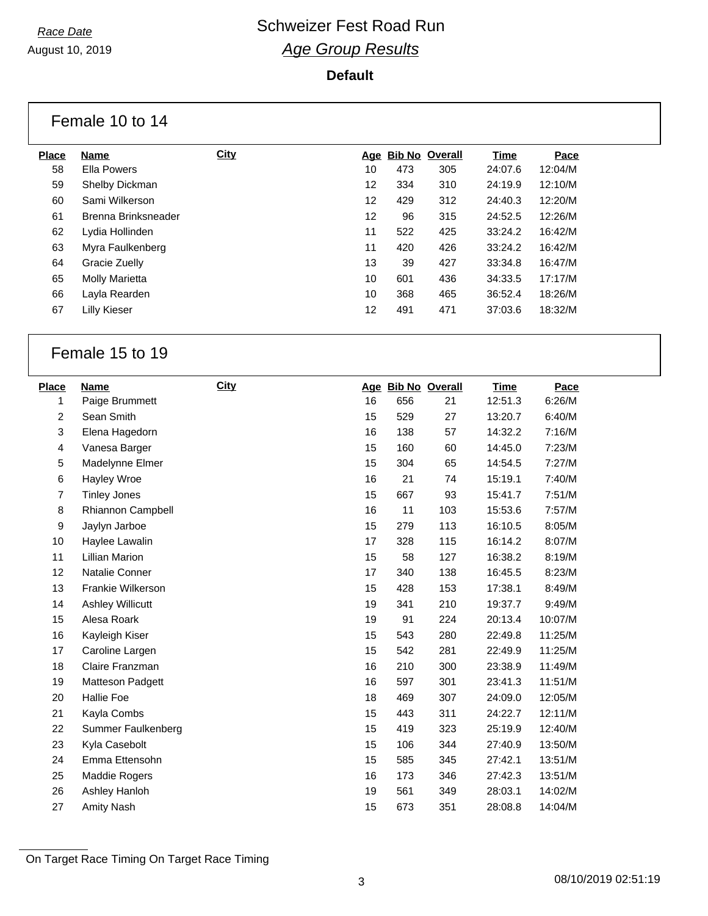*Race Date*

August 10, 2019

# Schweizer Fest Road Run

## *Age Group Results*

**Default**

### Female 10 to 14

| Place | Name | City | Age | Bib No | Overall | Time | Pace |
|---|---|---|---|---|---|---|---|
| 58 | Ella Powers | | 10 | 473 | 305 | 24:07.6 | 12:04/M |
| 59 | Shelby Dickman | | 12 | 334 | 310 | 24:19.9 | 12:10/M |
| 60 | Sami Wilkerson | | 12 | 429 | 312 | 24:40.3 | 12:20/M |
| 61 | Brenna Brinksneader | | 12 | 96 | 315 | 24:52.5 | 12:26/M |
| 62 | Lydia Hollinden | | 11 | 522 | 425 | 33:24.2 | 16:42/M |
| 63 | Myra Faulkenberg | | 11 | 420 | 426 | 33:24.2 | 16:42/M |
| 64 | Gracie Zuelly | | 13 | 39 | 427 | 33:34.8 | 16:47/M |
| 65 | Molly Marietta | | 10 | 601 | 436 | 34:33.5 | 17:17/M |
| 66 | Layla Rearden | | 10 | 368 | 465 | 36:52.4 | 18:26/M |
| 67 | Lilly Kieser | | 12 | 491 | 471 | 37:03.6 | 18:32/M |

### Female 15 to 19

| Place | Name | City | Age | Bib No | Overall | Time | Pace |
|---|---|---|---|---|---|---|---|
| 1 | Paige Brummett | | 16 | 656 | 21 | 12:51.3 | 6:26/M |
| 2 | Sean Smith | | 15 | 529 | 27 | 13:20.7 | 6:40/M |
| 3 | Elena Hagedorn | | 16 | 138 | 57 | 14:32.2 | 7:16/M |
| 4 | Vanesa Barger | | 15 | 160 | 60 | 14:45.0 | 7:23/M |
| 5 | Madelynne Elmer | | 15 | 304 | 65 | 14:54.5 | 7:27/M |
| 6 | Hayley Wroe | | 16 | 21 | 74 | 15:19.1 | 7:40/M |
| 7 | Tinley Jones | | 15 | 667 | 93 | 15:41.7 | 7:51/M |
| 8 | Rhiannon Campbell | | 16 | 11 | 103 | 15:53.6 | 7:57/M |
| 9 | Jaylyn Jarboe | | 15 | 279 | 113 | 16:10.5 | 8:05/M |
| 10 | Haylee Lawalin | | 17 | 328 | 115 | 16:14.2 | 8:07/M |
| 11 | Lillian Marion | | 15 | 58 | 127 | 16:38.2 | 8:19/M |
| 12 | Natalie Conner | | 17 | 340 | 138 | 16:45.5 | 8:23/M |
| 13 | Frankie Wilkerson | | 15 | 428 | 153 | 17:38.1 | 8:49/M |
| 14 | Ashley Willicutt | | 19 | 341 | 210 | 19:37.7 | 9:49/M |
| 15 | Alesa Roark | | 19 | 91 | 224 | 20:13.4 | 10:07/M |
| 16 | Kayleigh Kiser | | 15 | 543 | 280 | 22:49.8 | 11:25/M |
| 17 | Caroline Largen | | 15 | 542 | 281 | 22:49.9 | 11:25/M |
| 18 | Claire Franzman | | 16 | 210 | 300 | 23:38.9 | 11:49/M |
| 19 | Matteson Padgett | | 16 | 597 | 301 | 23:41.3 | 11:51/M |
| 20 | Hallie Foe | | 18 | 469 | 307 | 24:09.0 | 12:05/M |
| 21 | Kayla Combs | | 15 | 443 | 311 | 24:22.7 | 12:11/M |
| 22 | Summer Faulkenberg | | 15 | 419 | 323 | 25:19.9 | 12:40/M |
| 23 | Kyla Casebolt | | 15 | 106 | 344 | 27:40.9 | 13:50/M |
| 24 | Emma Ettensohn | | 15 | 585 | 345 | 27:42.1 | 13:51/M |
| 25 | Maddie Rogers | | 16 | 173 | 346 | 27:42.3 | 13:51/M |
| 26 | Ashley Hanloh | | 19 | 561 | 349 | 28:03.1 | 14:02/M |
| 27 | Amity Nash | | 15 | 673 | 351 | 28:08.8 | 14:04/M |

On Target Race Timing On Target Race Timing

08/10/2019 02:51:19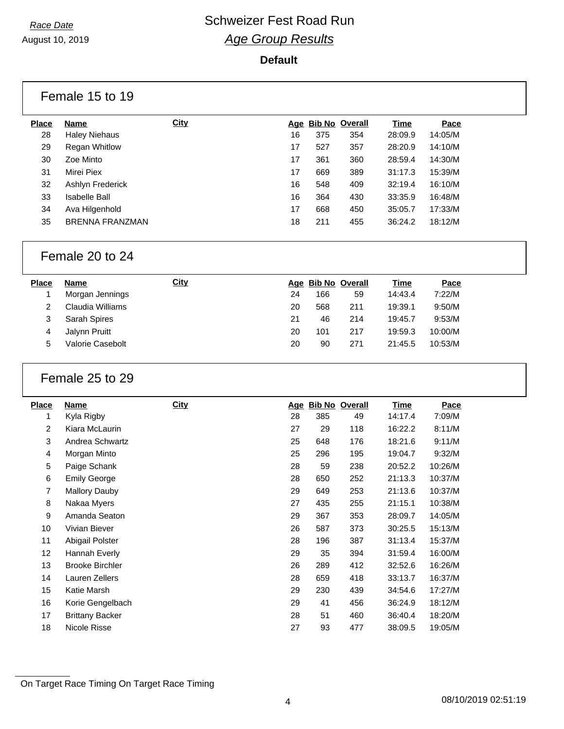# Schweizer Fest Road Run

## *Age Group Results*

*Race Date*
August 10, 2019

**Default**

### Female 15 to 19

| Place | Name | City | Age | Bib No | Overall | Time | Pace |
|---|---|---|---|---|---|---|---|
| 28 | Haley Niehaus | | 16 | 375 | 354 | 28:09.9 | 14:05/M |
| 29 | Regan Whitlow | | 17 | 527 | 357 | 28:20.9 | 14:10/M |
| 30 | Zoe Minto | | 17 | 361 | 360 | 28:59.4 | 14:30/M |
| 31 | Mirei Piex | | 17 | 669 | 389 | 31:17.3 | 15:39/M |
| 32 | Ashlyn Frederick | | 16 | 548 | 409 | 32:19.4 | 16:10/M |
| 33 | Isabelle Ball | | 16 | 364 | 430 | 33:35.9 | 16:48/M |
| 34 | Ava Hilgenhold | | 17 | 668 | 450 | 35:05.7 | 17:33/M |
| 35 | BRENNA FRANZMAN | | 18 | 211 | 455 | 36:24.2 | 18:12/M |

### Female 20 to 24

| Place | Name | City | Age | Bib No | Overall | Time | Pace |
|---|---|---|---|---|---|---|---|
| 1 | Morgan Jennings | | 24 | 166 | 59 | 14:43.4 | 7:22/M |
| 2 | Claudia Williams | | 20 | 568 | 211 | 19:39.1 | 9:50/M |
| 3 | Sarah Spires | | 21 | 46 | 214 | 19:45.7 | 9:53/M |
| 4 | Jalynn Pruitt | | 20 | 101 | 217 | 19:59.3 | 10:00/M |
| 5 | Valorie Casebolt | | 20 | 90 | 271 | 21:45.5 | 10:53/M |

### Female 25 to 29

| Place | Name | City | Age | Bib No | Overall | Time | Pace |
|---|---|---|---|---|---|---|---|
| 1 | Kyla Rigby | | 28 | 385 | 49 | 14:17.4 | 7:09/M |
| 2 | Kiara McLaurin | | 27 | 29 | 118 | 16:22.2 | 8:11/M |
| 3 | Andrea Schwartz | | 25 | 648 | 176 | 18:21.6 | 9:11/M |
| 4 | Morgan Minto | | 25 | 296 | 195 | 19:04.7 | 9:32/M |
| 5 | Paige Schank | | 28 | 59 | 238 | 20:52.2 | 10:26/M |
| 6 | Emily George | | 28 | 650 | 252 | 21:13.3 | 10:37/M |
| 7 | Mallory Dauby | | 29 | 649 | 253 | 21:13.6 | 10:37/M |
| 8 | Nakaa Myers | | 27 | 435 | 255 | 21:15.1 | 10:38/M |
| 9 | Amanda Seaton | | 29 | 367 | 353 | 28:09.7 | 14:05/M |
| 10 | Vivian Biever | | 26 | 587 | 373 | 30:25.5 | 15:13/M |
| 11 | Abigail Polster | | 28 | 196 | 387 | 31:13.4 | 15:37/M |
| 12 | Hannah Everly | | 29 | 35 | 394 | 31:59.4 | 16:00/M |
| 13 | Brooke Birchler | | 26 | 289 | 412 | 32:52.6 | 16:26/M |
| 14 | Lauren Zellers | | 28 | 659 | 418 | 33:13.7 | 16:37/M |
| 15 | Katie Marsh | | 29 | 230 | 439 | 34:54.6 | 17:27/M |
| 16 | Korie Gengelbach | | 29 | 41 | 456 | 36:24.9 | 18:12/M |
| 17 | Brittany Backer | | 28 | 51 | 460 | 36:40.4 | 18:20/M |
| 18 | Nicole Risse | | 27 | 93 | 477 | 38:09.5 | 19:05/M |

On Target Race Timing On Target Race Timing

08/10/2019 02:51:19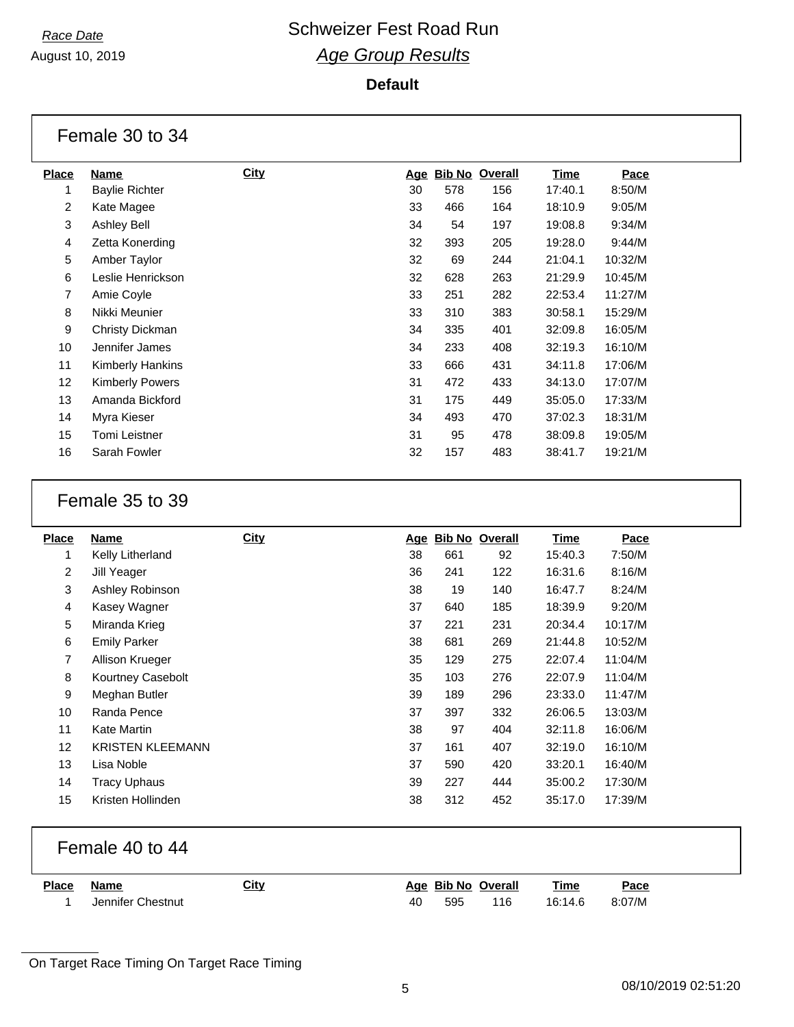*Race Date*

August 10, 2019

# Schweizer Fest Road Run

## *Age Group Results*

**Default**

### Female 30 to 34

| Place | Name | City | Age | Bib No | Overall | Time | Pace |
|---|---|---|---|---|---|---|---|
| 1 | Baylie Richter | | 30 | 578 | 156 | 17:40.1 | 8:50/M |
| 2 | Kate Magee | | 33 | 466 | 164 | 18:10.9 | 9:05/M |
| 3 | Ashley Bell | | 34 | 54 | 197 | 19:08.8 | 9:34/M |
| 4 | Zetta Konerding | | 32 | 393 | 205 | 19:28.0 | 9:44/M |
| 5 | Amber Taylor | | 32 | 69 | 244 | 21:04.1 | 10:32/M |
| 6 | Leslie Henrickson | | 32 | 628 | 263 | 21:29.9 | 10:45/M |
| 7 | Amie Coyle | | 33 | 251 | 282 | 22:53.4 | 11:27/M |
| 8 | Nikki Meunier | | 33 | 310 | 383 | 30:58.1 | 15:29/M |
| 9 | Christy Dickman | | 34 | 335 | 401 | 32:09.8 | 16:05/M |
| 10 | Jennifer James | | 34 | 233 | 408 | 32:19.3 | 16:10/M |
| 11 | Kimberly Hankins | | 33 | 666 | 431 | 34:11.8 | 17:06/M |
| 12 | Kimberly Powers | | 31 | 472 | 433 | 34:13.0 | 17:07/M |
| 13 | Amanda Bickford | | 31 | 175 | 449 | 35:05.0 | 17:33/M |
| 14 | Myra Kieser | | 34 | 493 | 470 | 37:02.3 | 18:31/M |
| 15 | Tomi Leistner | | 31 | 95 | 478 | 38:09.8 | 19:05/M |
| 16 | Sarah Fowler | | 32 | 157 | 483 | 38:41.7 | 19:21/M |

### Female 35 to 39

| Place | Name | City | Age | Bib No | Overall | Time | Pace |
|---|---|---|---|---|---|---|---|
| 1 | Kelly Litherland | | 38 | 661 | 92 | 15:40.3 | 7:50/M |
| 2 | Jill Yeager | | 36 | 241 | 122 | 16:31.6 | 8:16/M |
| 3 | Ashley Robinson | | 38 | 19 | 140 | 16:47.7 | 8:24/M |
| 4 | Kasey Wagner | | 37 | 640 | 185 | 18:39.9 | 9:20/M |
| 5 | Miranda Krieg | | 37 | 221 | 231 | 20:34.4 | 10:17/M |
| 6 | Emily Parker | | 38 | 681 | 269 | 21:44.8 | 10:52/M |
| 7 | Allison Krueger | | 35 | 129 | 275 | 22:07.4 | 11:04/M |
| 8 | Kourtney Casebolt | | 35 | 103 | 276 | 22:07.9 | 11:04/M |
| 9 | Meghan Butler | | 39 | 189 | 296 | 23:33.0 | 11:47/M |
| 10 | Randa Pence | | 37 | 397 | 332 | 26:06.5 | 13:03/M |
| 11 | Kate Martin | | 38 | 97 | 404 | 32:11.8 | 16:06/M |
| 12 | KRISTEN KLEEMANN | | 37 | 161 | 407 | 32:19.0 | 16:10/M |
| 13 | Lisa Noble | | 37 | 590 | 420 | 33:20.1 | 16:40/M |
| 14 | Tracy Uphaus | | 39 | 227 | 444 | 35:00.2 | 17:30/M |
| 15 | Kristen Hollinden | | 38 | 312 | 452 | 35:17.0 | 17:39/M |

### Female 40 to 44

| Place | Name | City | Age | Bib No | Overall | Time | Pace |
|---|---|---|---|---|---|---|---|
| 1 | Jennifer Chestnut | | 40 | 595 | 116 | 16:14.6 | 8:07/M |

On Target Race Timing On Target Race Timing

08/10/2019 02:51:20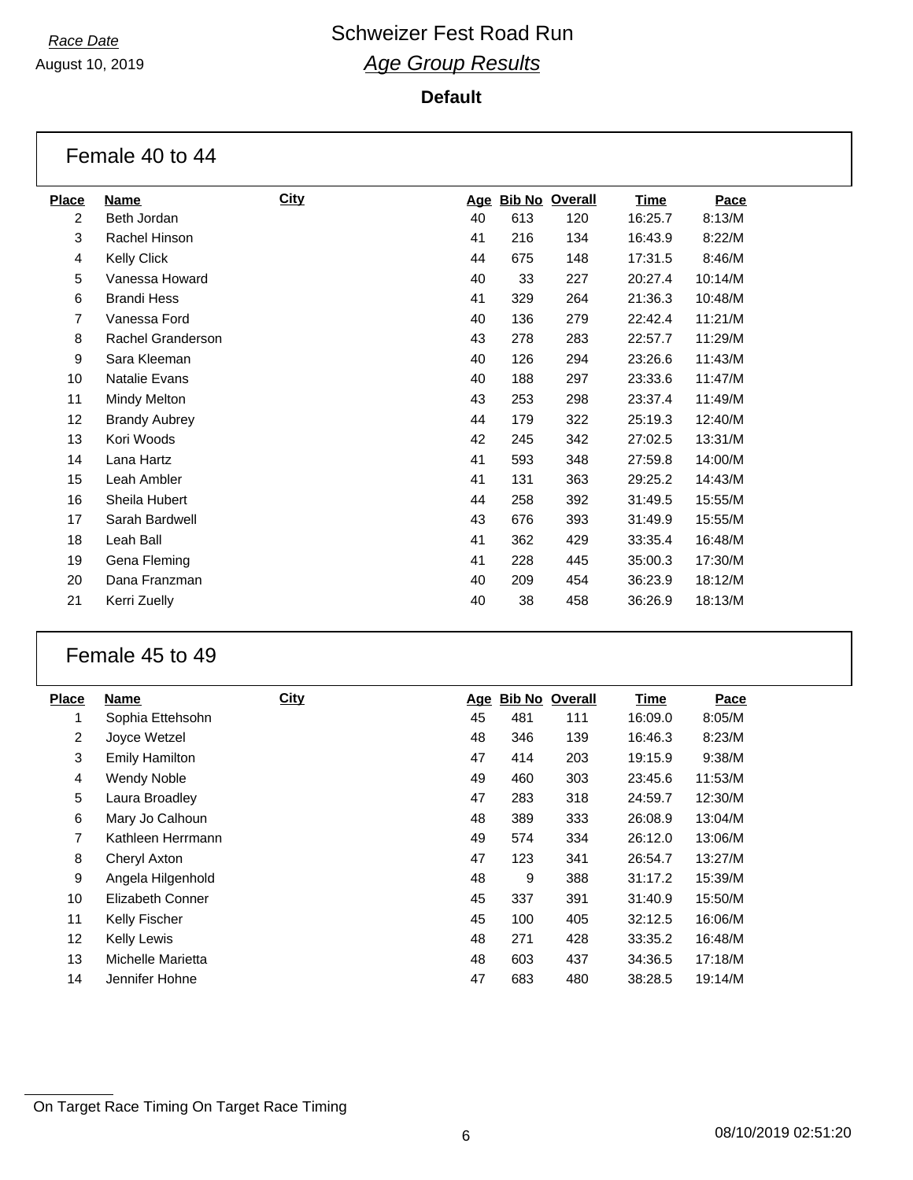*Race Date*

August 10, 2019

# Schweizer Fest Road Run

## *Age Group Results*

**Default**

### Female 40 to 44

| Place | Name | City | Age | Bib No | Overall | Time | Pace |
|---|---|---|---|---|---|---|---|
| 2 | Beth Jordan | | 40 | 613 | 120 | 16:25.7 | 8:13/M |
| 3 | Rachel Hinson | | 41 | 216 | 134 | 16:43.9 | 8:22/M |
| 4 | Kelly Click | | 44 | 675 | 148 | 17:31.5 | 8:46/M |
| 5 | Vanessa Howard | | 40 | 33 | 227 | 20:27.4 | 10:14/M |
| 6 | Brandi Hess | | 41 | 329 | 264 | 21:36.3 | 10:48/M |
| 7 | Vanessa Ford | | 40 | 136 | 279 | 22:42.4 | 11:21/M |
| 8 | Rachel Granderson | | 43 | 278 | 283 | 22:57.7 | 11:29/M |
| 9 | Sara Kleeman | | 40 | 126 | 294 | 23:26.6 | 11:43/M |
| 10 | Natalie Evans | | 40 | 188 | 297 | 23:33.6 | 11:47/M |
| 11 | Mindy Melton | | 43 | 253 | 298 | 23:37.4 | 11:49/M |
| 12 | Brandy Aubrey | | 44 | 179 | 322 | 25:19.3 | 12:40/M |
| 13 | Kori Woods | | 42 | 245 | 342 | 27:02.5 | 13:31/M |
| 14 | Lana Hartz | | 41 | 593 | 348 | 27:59.8 | 14:00/M |
| 15 | Leah Ambler | | 41 | 131 | 363 | 29:25.2 | 14:43/M |
| 16 | Sheila Hubert | | 44 | 258 | 392 | 31:49.5 | 15:55/M |
| 17 | Sarah Bardwell | | 43 | 676 | 393 | 31:49.9 | 15:55/M |
| 18 | Leah Ball | | 41 | 362 | 429 | 33:35.4 | 16:48/M |
| 19 | Gena Fleming | | 41 | 228 | 445 | 35:00.3 | 17:30/M |
| 20 | Dana Franzman | | 40 | 209 | 454 | 36:23.9 | 18:12/M |
| 21 | Kerri Zuelly | | 40 | 38 | 458 | 36:26.9 | 18:13/M |

### Female 45 to 49

| Place | Name | City | Age | Bib No | Overall | Time | Pace |
|---|---|---|---|---|---|---|---|
| 1 | Sophia Ettehsohn | | 45 | 481 | 111 | 16:09.0 | 8:05/M |
| 2 | Joyce Wetzel | | 48 | 346 | 139 | 16:46.3 | 8:23/M |
| 3 | Emily Hamilton | | 47 | 414 | 203 | 19:15.9 | 9:38/M |
| 4 | Wendy Noble | | 49 | 460 | 303 | 23:45.6 | 11:53/M |
| 5 | Laura Broadley | | 47 | 283 | 318 | 24:59.7 | 12:30/M |
| 6 | Mary Jo Calhoun | | 48 | 389 | 333 | 26:08.9 | 13:04/M |
| 7 | Kathleen Herrmann | | 49 | 574 | 334 | 26:12.0 | 13:06/M |
| 8 | Cheryl Axton | | 47 | 123 | 341 | 26:54.7 | 13:27/M |
| 9 | Angela Hilgenhold | | 48 | 9 | 388 | 31:17.2 | 15:39/M |
| 10 | Elizabeth Conner | | 45 | 337 | 391 | 31:40.9 | 15:50/M |
| 11 | Kelly Fischer | | 45 | 100 | 405 | 32:12.5 | 16:06/M |
| 12 | Kelly Lewis | | 48 | 271 | 428 | 33:35.2 | 16:48/M |
| 13 | Michelle Marietta | | 48 | 603 | 437 | 34:36.5 | 17:18/M |
| 14 | Jennifer Hohne | | 47 | 683 | 480 | 38:28.5 | 19:14/M |

On Target Race Timing On Target Race Timing

08/10/2019 02:51:20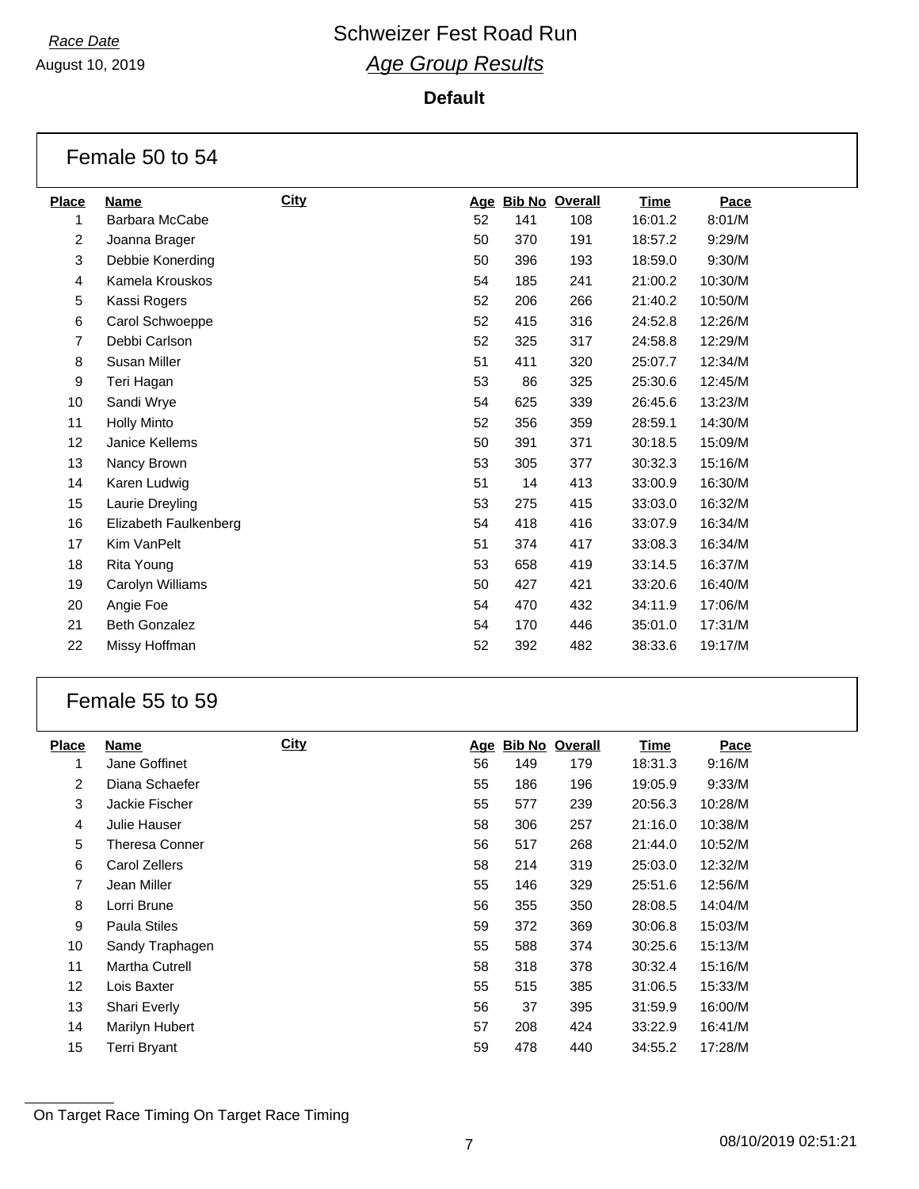# Schweizer Fest Road Run

## *Age Group Results*

*Race Date*
August 10, 2019

**Default**

### Female 50 to 54

| Place | Name | City | Age | Bib No | Overall | Time | Pace |
|---|---|---|---|---|---|---|---|
| 1 | Barbara McCabe | | 52 | 141 | 108 | 16:01.2 | 8:01/M |
| 2 | Joanna Brager | | 50 | 370 | 191 | 18:57.2 | 9:29/M |
| 3 | Debbie Konerding | | 50 | 396 | 193 | 18:59.0 | 9:30/M |
| 4 | Kamela Krouskos | | 54 | 185 | 241 | 21:00.2 | 10:30/M |
| 5 | Kassi Rogers | | 52 | 206 | 266 | 21:40.2 | 10:50/M |
| 6 | Carol Schwoeppe | | 52 | 415 | 316 | 24:52.8 | 12:26/M |
| 7 | Debbi Carlson | | 52 | 325 | 317 | 24:58.8 | 12:29/M |
| 8 | Susan Miller | | 51 | 411 | 320 | 25:07.7 | 12:34/M |
| 9 | Teri Hagan | | 53 | 86 | 325 | 25:30.6 | 12:45/M |
| 10 | Sandi Wrye | | 54 | 625 | 339 | 26:45.6 | 13:23/M |
| 11 | Holly Minto | | 52 | 356 | 359 | 28:59.1 | 14:30/M |
| 12 | Janice Kellems | | 50 | 391 | 371 | 30:18.5 | 15:09/M |
| 13 | Nancy Brown | | 53 | 305 | 377 | 30:32.3 | 15:16/M |
| 14 | Karen Ludwig | | 51 | 14 | 413 | 33:00.9 | 16:30/M |
| 15 | Laurie Dreyling | | 53 | 275 | 415 | 33:03.0 | 16:32/M |
| 16 | Elizabeth Faulkenberg | | 54 | 418 | 416 | 33:07.9 | 16:34/M |
| 17 | Kim VanPelt | | 51 | 374 | 417 | 33:08.3 | 16:34/M |
| 18 | Rita Young | | 53 | 658 | 419 | 33:14.5 | 16:37/M |
| 19 | Carolyn Williams | | 50 | 427 | 421 | 33:20.6 | 16:40/M |
| 20 | Angie Foe | | 54 | 470 | 432 | 34:11.9 | 17:06/M |
| 21 | Beth Gonzalez | | 54 | 170 | 446 | 35:01.0 | 17:31/M |
| 22 | Missy Hoffman | | 52 | 392 | 482 | 38:33.6 | 19:17/M |

### Female 55 to 59

| Place | Name | City | Age | Bib No | Overall | Time | Pace |
|---|---|---|---|---|---|---|---|
| 1 | Jane Goffinet | | 56 | 149 | 179 | 18:31.3 | 9:16/M |
| 2 | Diana Schaefer | | 55 | 186 | 196 | 19:05.9 | 9:33/M |
| 3 | Jackie Fischer | | 55 | 577 | 239 | 20:56.3 | 10:28/M |
| 4 | Julie Hauser | | 58 | 306 | 257 | 21:16.0 | 10:38/M |
| 5 | Theresa Conner | | 56 | 517 | 268 | 21:44.0 | 10:52/M |
| 6 | Carol Zellers | | 58 | 214 | 319 | 25:03.0 | 12:32/M |
| 7 | Jean Miller | | 55 | 146 | 329 | 25:51.6 | 12:56/M |
| 8 | Lorri Brune | | 56 | 355 | 350 | 28:08.5 | 14:04/M |
| 9 | Paula Stiles | | 59 | 372 | 369 | 30:06.8 | 15:03/M |
| 10 | Sandy Traphagen | | 55 | 588 | 374 | 30:25.6 | 15:13/M |
| 11 | Martha Cutrell | | 58 | 318 | 378 | 30:32.4 | 15:16/M |
| 12 | Lois Baxter | | 55 | 515 | 385 | 31:06.5 | 15:33/M |
| 13 | Shari Everly | | 56 | 37 | 395 | 31:59.9 | 16:00/M |
| 14 | Marilyn Hubert | | 57 | 208 | 424 | 33:22.9 | 16:41/M |
| 15 | Terri Bryant | | 59 | 478 | 440 | 34:55.2 | 17:28/M |

On Target Race Timing On Target Race Timing

08/10/2019 02:51:21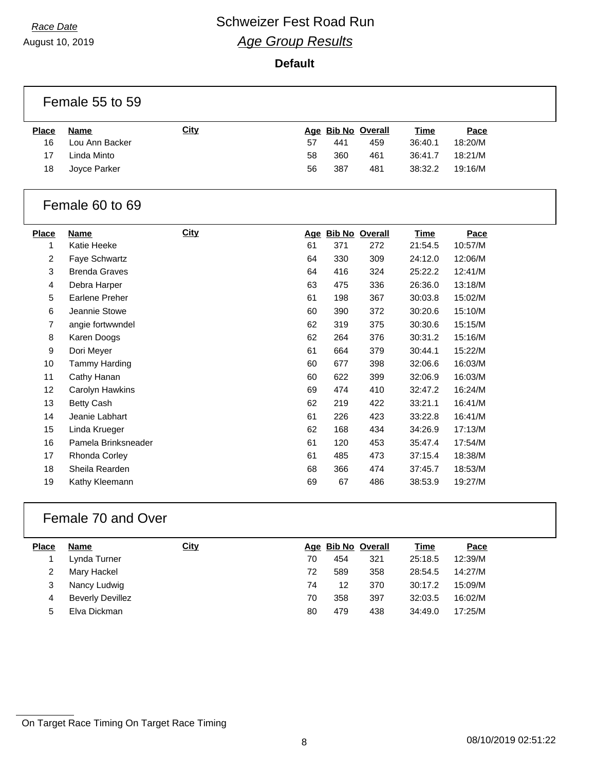Race Date

August 10, 2019

# Schweizer Fest Road Run

## *Age Group Results*

**Default**

### Female 55 to 59

| Place | Name | City | Age | Bib No | Overall | Time | Pace |
|---|---|---|---|---|---|---|---|
| 16 | Lou Ann Backer | | 57 | 441 | 459 | 36:40.1 | 18:20/M |
| 17 | Linda Minto | | 58 | 360 | 461 | 36:41.7 | 18:21/M |
| 18 | Joyce Parker | | 56 | 387 | 481 | 38:32.2 | 19:16/M |

### Female 60 to 69

| Place | Name | City | Age | Bib No | Overall | Time | Pace |
|---|---|---|---|---|---|---|---|
| 1 | Katie Heeke | | 61 | 371 | 272 | 21:54.5 | 10:57/M |
| 2 | Faye Schwartz | | 64 | 330 | 309 | 24:12.0 | 12:06/M |
| 3 | Brenda Graves | | 64 | 416 | 324 | 25:22.2 | 12:41/M |
| 4 | Debra Harper | | 63 | 475 | 336 | 26:36.0 | 13:18/M |
| 5 | Earlene Preher | | 61 | 198 | 367 | 30:03.8 | 15:02/M |
| 6 | Jeannie Stowe | | 60 | 390 | 372 | 30:20.6 | 15:10/M |
| 7 | angie fortwwndel | | 62 | 319 | 375 | 30:30.6 | 15:15/M |
| 8 | Karen Doogs | | 62 | 264 | 376 | 30:31.2 | 15:16/M |
| 9 | Dori Meyer | | 61 | 664 | 379 | 30:44.1 | 15:22/M |
| 10 | Tammy Harding | | 60 | 677 | 398 | 32:06.6 | 16:03/M |
| 11 | Cathy Hanan | | 60 | 622 | 399 | 32:06.9 | 16:03/M |
| 12 | Carolyn Hawkins | | 69 | 474 | 410 | 32:47.2 | 16:24/M |
| 13 | Betty Cash | | 62 | 219 | 422 | 33:21.1 | 16:41/M |
| 14 | Jeanie Labhart | | 61 | 226 | 423 | 33:22.8 | 16:41/M |
| 15 | Linda Krueger | | 62 | 168 | 434 | 34:26.9 | 17:13/M |
| 16 | Pamela Brinksneader | | 61 | 120 | 453 | 35:47.4 | 17:54/M |
| 17 | Rhonda Corley | | 61 | 485 | 473 | 37:15.4 | 18:38/M |
| 18 | Sheila Rearden | | 68 | 366 | 474 | 37:45.7 | 18:53/M |
| 19 | Kathy Kleemann | | 69 | 67 | 486 | 38:53.9 | 19:27/M |

### Female 70 and Over

| Place | Name | City | Age | Bib No | Overall | Time | Pace |
|---|---|---|---|---|---|---|---|
| 1 | Lynda Turner | | 70 | 454 | 321 | 25:18.5 | 12:39/M |
| 2 | Mary Hackel | | 72 | 589 | 358 | 28:54.5 | 14:27/M |
| 3 | Nancy Ludwig | | 74 | 12 | 370 | 30:17.2 | 15:09/M |
| 4 | Beverly Devillez | | 70 | 358 | 397 | 32:03.5 | 16:02/M |
| 5 | Elva Dickman | | 80 | 479 | 438 | 34:49.0 | 17:25/M |

On Target Race Timing On Target Race Timing

08/10/2019 02:51:22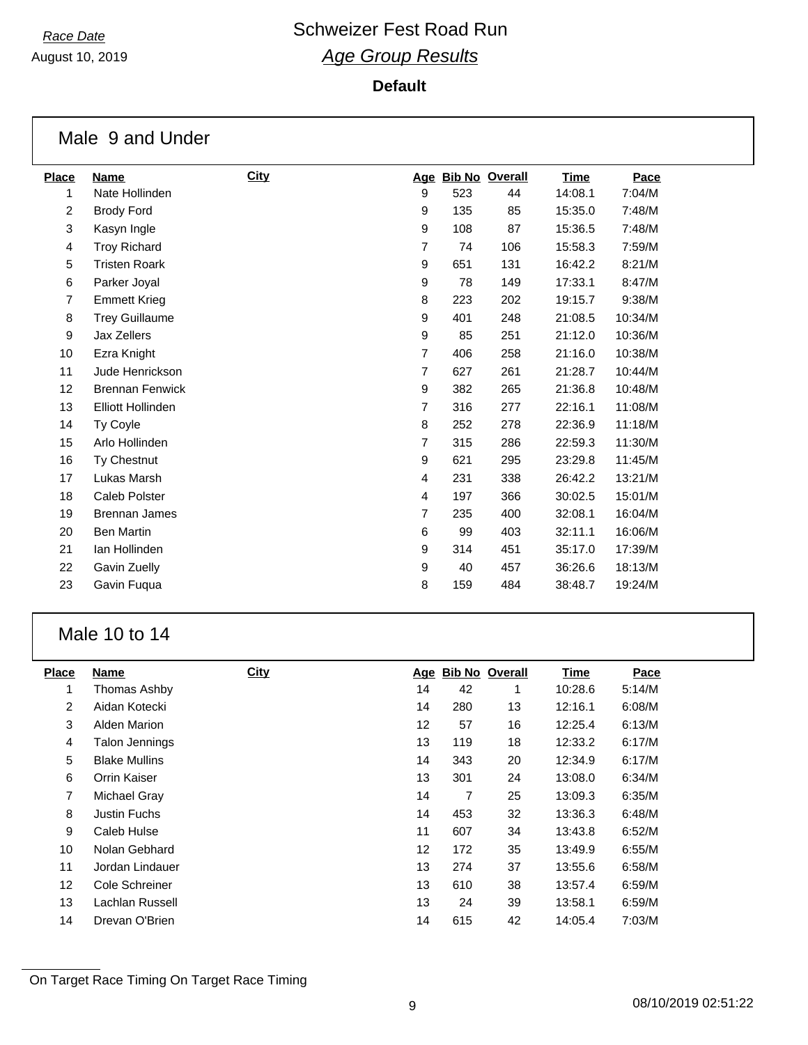*Race Date*

August 10, 2019

# Schweizer Fest Road Run

## *Age Group Results*

**Default**

### Male 9 and Under

| Place | Name | City | Age | Bib No | Overall | Time | Pace |
|---|---|---|---|---|---|---|---|
| 1 | Nate Hollinden | | 9 | 523 | 44 | 14:08.1 | 7:04/M |
| 2 | Brody Ford | | 9 | 135 | 85 | 15:35.0 | 7:48/M |
| 3 | Kasyn Ingle | | 9 | 108 | 87 | 15:36.5 | 7:48/M |
| 4 | Troy Richard | | 7 | 74 | 106 | 15:58.3 | 7:59/M |
| 5 | Tristen Roark | | 9 | 651 | 131 | 16:42.2 | 8:21/M |
| 6 | Parker Joyal | | 9 | 78 | 149 | 17:33.1 | 8:47/M |
| 7 | Emmett Krieg | | 8 | 223 | 202 | 19:15.7 | 9:38/M |
| 8 | Trey Guillaume | | 9 | 401 | 248 | 21:08.5 | 10:34/M |
| 9 | Jax Zellers | | 9 | 85 | 251 | 21:12.0 | 10:36/M |
| 10 | Ezra Knight | | 7 | 406 | 258 | 21:16.0 | 10:38/M |
| 11 | Jude Henrickson | | 7 | 627 | 261 | 21:28.7 | 10:44/M |
| 12 | Brennan Fenwick | | 9 | 382 | 265 | 21:36.8 | 10:48/M |
| 13 | Elliott Hollinden | | 7 | 316 | 277 | 22:16.1 | 11:08/M |
| 14 | Ty Coyle | | 8 | 252 | 278 | 22:36.9 | 11:18/M |
| 15 | Arlo Hollinden | | 7 | 315 | 286 | 22:59.3 | 11:30/M |
| 16 | Ty Chestnut | | 9 | 621 | 295 | 23:29.8 | 11:45/M |
| 17 | Lukas Marsh | | 4 | 231 | 338 | 26:42.2 | 13:21/M |
| 18 | Caleb Polster | | 4 | 197 | 366 | 30:02.5 | 15:01/M |
| 19 | Brennan James | | 7 | 235 | 400 | 32:08.1 | 16:04/M |
| 20 | Ben Martin | | 6 | 99 | 403 | 32:11.1 | 16:06/M |
| 21 | Ian Hollinden | | 9 | 314 | 451 | 35:17.0 | 17:39/M |
| 22 | Gavin Zuelly | | 9 | 40 | 457 | 36:26.6 | 18:13/M |
| 23 | Gavin Fuqua | | 8 | 159 | 484 | 38:48.7 | 19:24/M |

### Male 10 to 14

| Place | Name | City | Age | Bib No | Overall | Time | Pace |
|---|---|---|---|---|---|---|---|
| 1 | Thomas Ashby | | 14 | 42 | 1 | 10:28.6 | 5:14/M |
| 2 | Aidan Kotecki | | 14 | 280 | 13 | 12:16.1 | 6:08/M |
| 3 | Alden Marion | | 12 | 57 | 16 | 12:25.4 | 6:13/M |
| 4 | Talon Jennings | | 13 | 119 | 18 | 12:33.2 | 6:17/M |
| 5 | Blake Mullins | | 14 | 343 | 20 | 12:34.9 | 6:17/M |
| 6 | Orrin Kaiser | | 13 | 301 | 24 | 13:08.0 | 6:34/M |
| 7 | Michael Gray | | 14 | 7 | 25 | 13:09.3 | 6:35/M |
| 8 | Justin Fuchs | | 14 | 453 | 32 | 13:36.3 | 6:48/M |
| 9 | Caleb Hulse | | 11 | 607 | 34 | 13:43.8 | 6:52/M |
| 10 | Nolan Gebhard | | 12 | 172 | 35 | 13:49.9 | 6:55/M |
| 11 | Jordan Lindauer | | 13 | 274 | 37 | 13:55.6 | 6:58/M |
| 12 | Cole Schreiner | | 13 | 610 | 38 | 13:57.4 | 6:59/M |
| 13 | Lachlan Russell | | 13 | 24 | 39 | 13:58.1 | 6:59/M |
| 14 | Drevan O'Brien | | 14 | 615 | 42 | 14:05.4 | 7:03/M |

On Target Race Timing On Target Race Timing

08/10/2019 02:51:22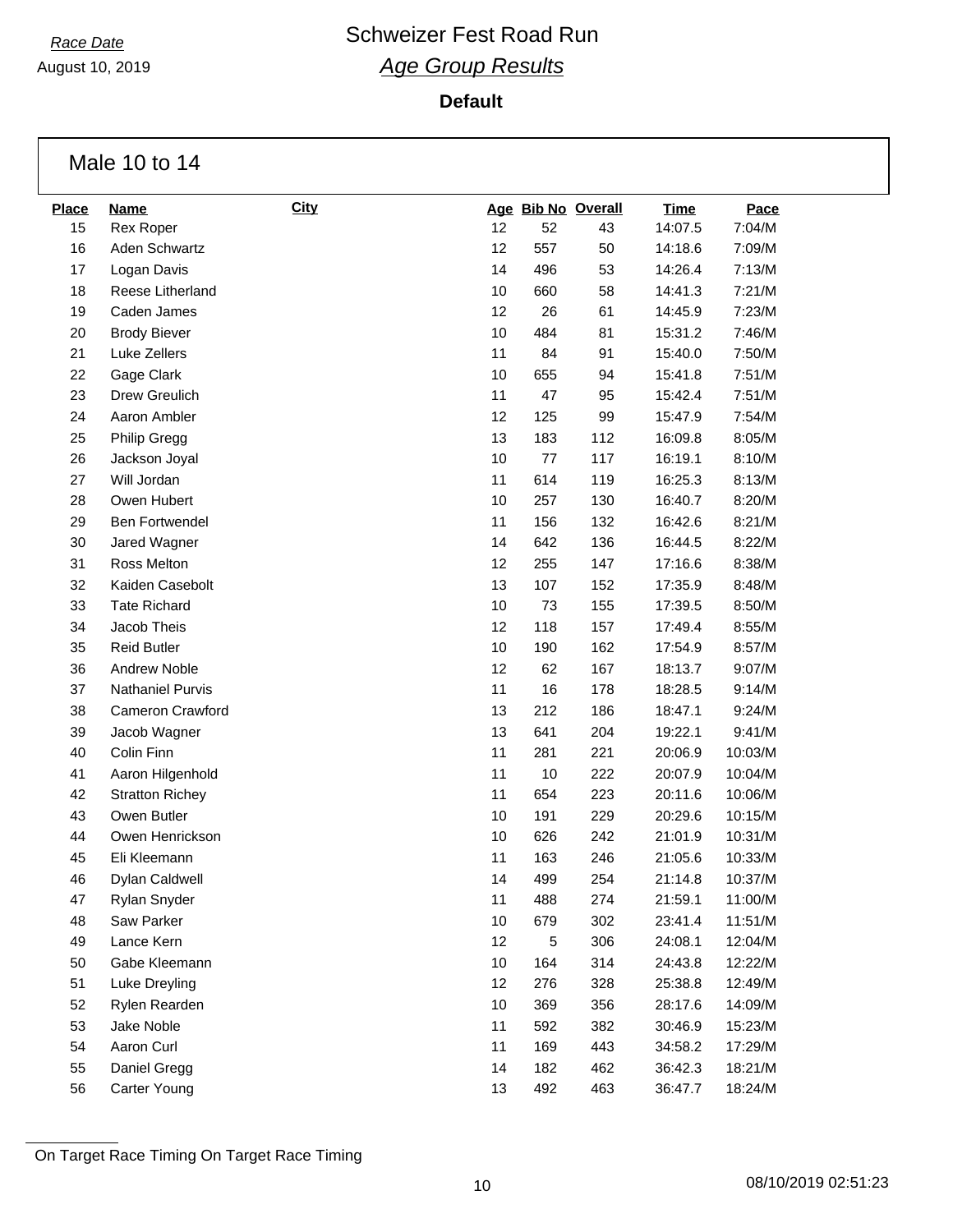*Race Date*
August 10, 2019

# Schweizer Fest Road Run
## *Age Group Results*

**Default**

### Male 10 to 14

| Place | Name | City | Age | Bib No | Overall | Time | Pace |
|---|---|---|---|---|---|---|---|
| 15 | Rex Roper | | 12 | 52 | 43 | 14:07.5 | 7:04/M |
| 16 | Aden Schwartz | | 12 | 557 | 50 | 14:18.6 | 7:09/M |
| 17 | Logan Davis | | 14 | 496 | 53 | 14:26.4 | 7:13/M |
| 18 | Reese Litherland | | 10 | 660 | 58 | 14:41.3 | 7:21/M |
| 19 | Caden James | | 12 | 26 | 61 | 14:45.9 | 7:23/M |
| 20 | Brody Biever | | 10 | 484 | 81 | 15:31.2 | 7:46/M |
| 21 | Luke Zellers | | 11 | 84 | 91 | 15:40.0 | 7:50/M |
| 22 | Gage Clark | | 10 | 655 | 94 | 15:41.8 | 7:51/M |
| 23 | Drew Greulich | | 11 | 47 | 95 | 15:42.4 | 7:51/M |
| 24 | Aaron Ambler | | 12 | 125 | 99 | 15:47.9 | 7:54/M |
| 25 | Philip Gregg | | 13 | 183 | 112 | 16:09.8 | 8:05/M |
| 26 | Jackson Joyal | | 10 | 77 | 117 | 16:19.1 | 8:10/M |
| 27 | Will Jordan | | 11 | 614 | 119 | 16:25.3 | 8:13/M |
| 28 | Owen Hubert | | 10 | 257 | 130 | 16:40.7 | 8:20/M |
| 29 | Ben Fortwendel | | 11 | 156 | 132 | 16:42.6 | 8:21/M |
| 30 | Jared Wagner | | 14 | 642 | 136 | 16:44.5 | 8:22/M |
| 31 | Ross Melton | | 12 | 255 | 147 | 17:16.6 | 8:38/M |
| 32 | Kaiden Casebolt | | 13 | 107 | 152 | 17:35.9 | 8:48/M |
| 33 | Tate Richard | | 10 | 73 | 155 | 17:39.5 | 8:50/M |
| 34 | Jacob Theis | | 12 | 118 | 157 | 17:49.4 | 8:55/M |
| 35 | Reid Butler | | 10 | 190 | 162 | 17:54.9 | 8:57/M |
| 36 | Andrew Noble | | 12 | 62 | 167 | 18:13.7 | 9:07/M |
| 37 | Nathaniel Purvis | | 11 | 16 | 178 | 18:28.5 | 9:14/M |
| 38 | Cameron Crawford | | 13 | 212 | 186 | 18:47.1 | 9:24/M |
| 39 | Jacob Wagner | | 13 | 641 | 204 | 19:22.1 | 9:41/M |
| 40 | Colin Finn | | 11 | 281 | 221 | 20:06.9 | 10:03/M |
| 41 | Aaron Hilgenhold | | 11 | 10 | 222 | 20:07.9 | 10:04/M |
| 42 | Stratton Richey | | 11 | 654 | 223 | 20:11.6 | 10:06/M |
| 43 | Owen Butler | | 10 | 191 | 229 | 20:29.6 | 10:15/M |
| 44 | Owen Henrickson | | 10 | 626 | 242 | 21:01.9 | 10:31/M |
| 45 | Eli Kleemann | | 11 | 163 | 246 | 21:05.6 | 10:33/M |
| 46 | Dylan Caldwell | | 14 | 499 | 254 | 21:14.8 | 10:37/M |
| 47 | Rylan Snyder | | 11 | 488 | 274 | 21:59.1 | 11:00/M |
| 48 | Saw Parker | | 10 | 679 | 302 | 23:41.4 | 11:51/M |
| 49 | Lance Kern | | 12 | 5 | 306 | 24:08.1 | 12:04/M |
| 50 | Gabe Kleemann | | 10 | 164 | 314 | 24:43.8 | 12:22/M |
| 51 | Luke Dreyling | | 12 | 276 | 328 | 25:38.8 | 12:49/M |
| 52 | Rylen Rearden | | 10 | 369 | 356 | 28:17.6 | 14:09/M |
| 53 | Jake Noble | | 11 | 592 | 382 | 30:46.9 | 15:23/M |
| 54 | Aaron Curl | | 11 | 169 | 443 | 34:58.2 | 17:29/M |
| 55 | Daniel Gregg | | 14 | 182 | 462 | 36:42.3 | 18:21/M |
| 56 | Carter Young | | 13 | 492 | 463 | 36:47.7 | 18:24/M |

On Target Race Timing On Target Race Timing

08/10/2019 02:51:23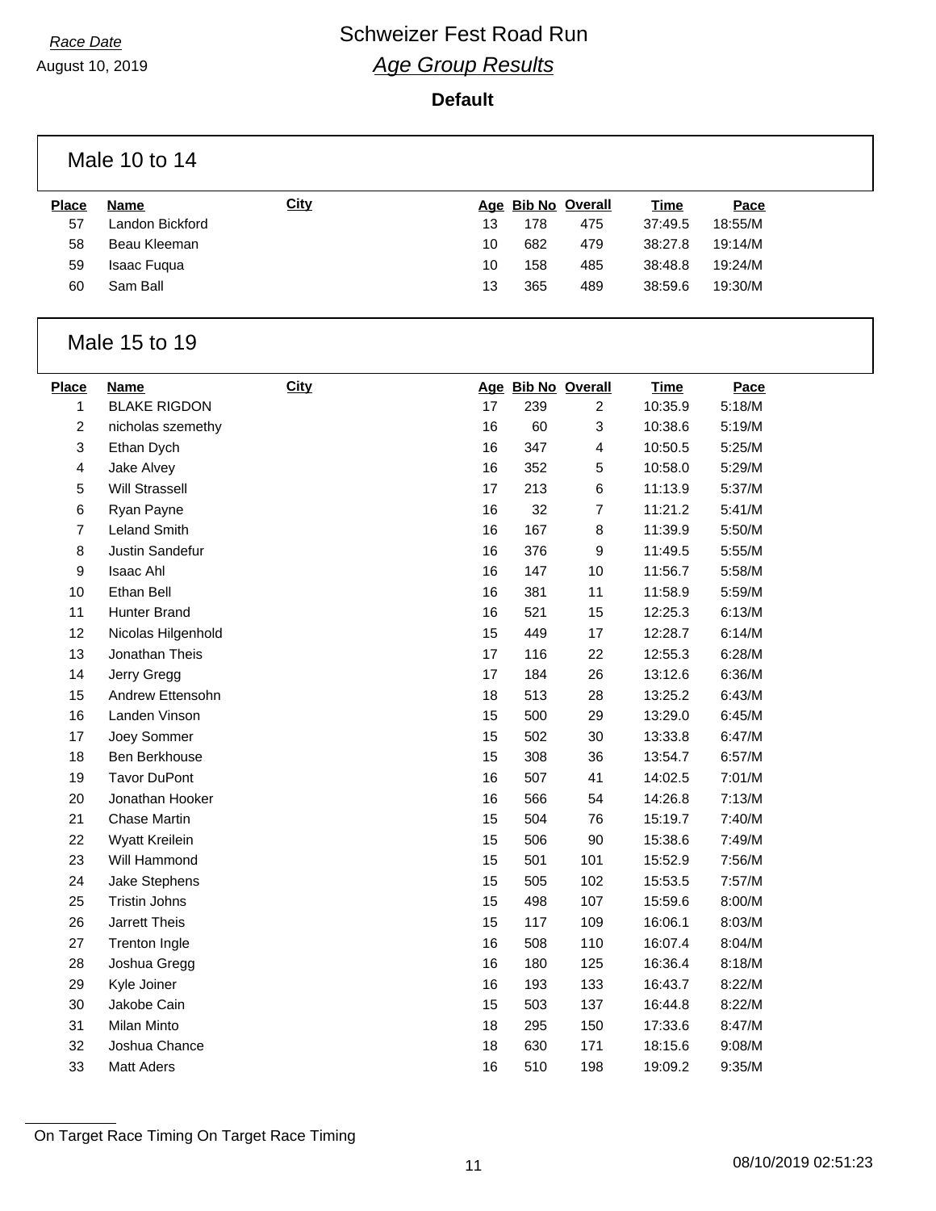Race Date

August 10, 2019

# Schweizer Fest Road Run

## *Age Group Results*

**Default**

### Male 10 to 14

| Place | Name | City | Age | Bib No | Overall | Time | Pace |
|---|---|---|---|---|---|---|---|
| 57 | Landon Bickford | | 13 | 178 | 475 | 37:49.5 | 18:55/M |
| 58 | Beau Kleeman | | 10 | 682 | 479 | 38:27.8 | 19:14/M |
| 59 | Isaac Fuqua | | 10 | 158 | 485 | 38:48.8 | 19:24/M |
| 60 | Sam Ball | | 13 | 365 | 489 | 38:59.6 | 19:30/M |

### Male 15 to 19

| Place | Name | City | Age | Bib No | Overall | Time | Pace |
|---|---|---|---|---|---|---|---|
| 1 | BLAKE RIGDON | | 17 | 239 | 2 | 10:35.9 | 5:18/M |
| 2 | nicholas szemethy | | 16 | 60 | 3 | 10:38.6 | 5:19/M |
| 3 | Ethan Dych | | 16 | 347 | 4 | 10:50.5 | 5:25/M |
| 4 | Jake Alvey | | 16 | 352 | 5 | 10:58.0 | 5:29/M |
| 5 | Will Strassell | | 17 | 213 | 6 | 11:13.9 | 5:37/M |
| 6 | Ryan Payne | | 16 | 32 | 7 | 11:21.2 | 5:41/M |
| 7 | Leland Smith | | 16 | 167 | 8 | 11:39.9 | 5:50/M |
| 8 | Justin Sandefur | | 16 | 376 | 9 | 11:49.5 | 5:55/M |
| 9 | Isaac Ahl | | 16 | 147 | 10 | 11:56.7 | 5:58/M |
| 10 | Ethan Bell | | 16 | 381 | 11 | 11:58.9 | 5:59/M |
| 11 | Hunter Brand | | 16 | 521 | 15 | 12:25.3 | 6:13/M |
| 12 | Nicolas Hilgenhold | | 15 | 449 | 17 | 12:28.7 | 6:14/M |
| 13 | Jonathan Theis | | 17 | 116 | 22 | 12:55.3 | 6:28/M |
| 14 | Jerry Gregg | | 17 | 184 | 26 | 13:12.6 | 6:36/M |
| 15 | Andrew Ettensohn | | 18 | 513 | 28 | 13:25.2 | 6:43/M |
| 16 | Landen Vinson | | 15 | 500 | 29 | 13:29.0 | 6:45/M |
| 17 | Joey Sommer | | 15 | 502 | 30 | 13:33.8 | 6:47/M |
| 18 | Ben Berkhouse | | 15 | 308 | 36 | 13:54.7 | 6:57/M |
| 19 | Tavor DuPont | | 16 | 507 | 41 | 14:02.5 | 7:01/M |
| 20 | Jonathan Hooker | | 16 | 566 | 54 | 14:26.8 | 7:13/M |
| 21 | Chase Martin | | 15 | 504 | 76 | 15:19.7 | 7:40/M |
| 22 | Wyatt Kreilein | | 15 | 506 | 90 | 15:38.6 | 7:49/M |
| 23 | Will Hammond | | 15 | 501 | 101 | 15:52.9 | 7:56/M |
| 24 | Jake Stephens | | 15 | 505 | 102 | 15:53.5 | 7:57/M |
| 25 | Tristin Johns | | 15 | 498 | 107 | 15:59.6 | 8:00/M |
| 26 | Jarrett Theis | | 15 | 117 | 109 | 16:06.1 | 8:03/M |
| 27 | Trenton Ingle | | 16 | 508 | 110 | 16:07.4 | 8:04/M |
| 28 | Joshua Gregg | | 16 | 180 | 125 | 16:36.4 | 8:18/M |
| 29 | Kyle Joiner | | 16 | 193 | 133 | 16:43.7 | 8:22/M |
| 30 | Jakobe Cain | | 15 | 503 | 137 | 16:44.8 | 8:22/M |
| 31 | Milan Minto | | 18 | 295 | 150 | 17:33.6 | 8:47/M |
| 32 | Joshua Chance | | 18 | 630 | 171 | 18:15.6 | 9:08/M |
| 33 | Matt Aders | | 16 | 510 | 198 | 19:09.2 | 9:35/M |

On Target Race Timing On Target Race Timing

08/10/2019 02:51:23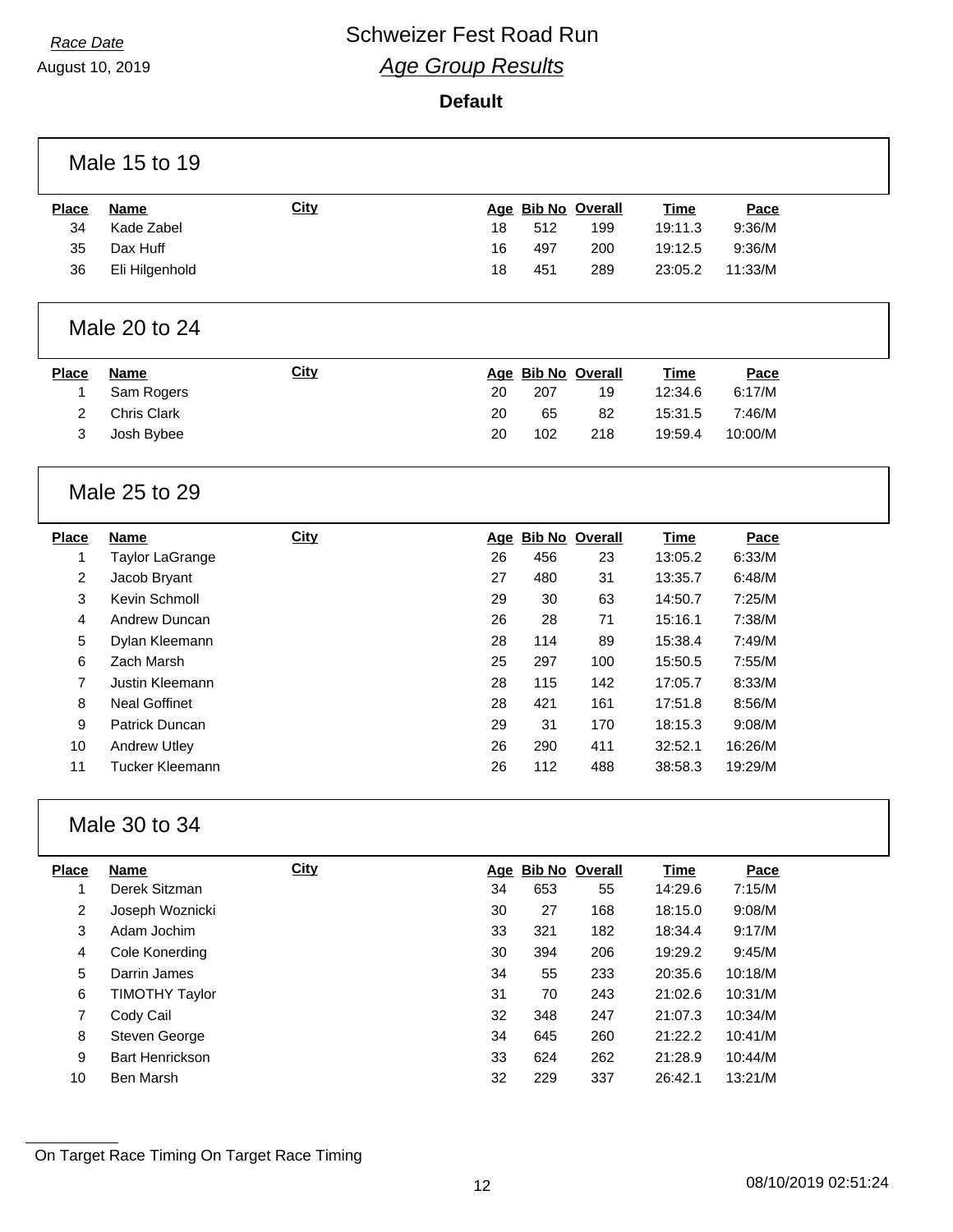*Race Date*

August 10, 2019

# Schweizer Fest Road Run

## *Age Group Results*

**Default**

### Male 15 to 19

| Place | Name | City | Age | Bib No | Overall | Time | Pace |
|---|---|---|---|---|---|---|---|
| 34 | Kade Zabel | | 18 | 512 | 199 | 19:11.3 | 9:36/M |
| 35 | Dax Huff | | 16 | 497 | 200 | 19:12.5 | 9:36/M |
| 36 | Eli Hilgenhold | | 18 | 451 | 289 | 23:05.2 | 11:33/M |

### Male 20 to 24

| Place | Name | City | Age | Bib No | Overall | Time | Pace |
|---|---|---|---|---|---|---|---|
| 1 | Sam Rogers | | 20 | 207 | 19 | 12:34.6 | 6:17/M |
| 2 | Chris Clark | | 20 | 65 | 82 | 15:31.5 | 7:46/M |
| 3 | Josh Bybee | | 20 | 102 | 218 | 19:59.4 | 10:00/M |

### Male 25 to 29

| Place | Name | City | Age | Bib No | Overall | Time | Pace |
|---|---|---|---|---|---|---|---|
| 1 | Taylor LaGrange | | 26 | 456 | 23 | 13:05.2 | 6:33/M |
| 2 | Jacob Bryant | | 27 | 480 | 31 | 13:35.7 | 6:48/M |
| 3 | Kevin Schmoll | | 29 | 30 | 63 | 14:50.7 | 7:25/M |
| 4 | Andrew Duncan | | 26 | 28 | 71 | 15:16.1 | 7:38/M |
| 5 | Dylan Kleemann | | 28 | 114 | 89 | 15:38.4 | 7:49/M |
| 6 | Zach Marsh | | 25 | 297 | 100 | 15:50.5 | 7:55/M |
| 7 | Justin Kleemann | | 28 | 115 | 142 | 17:05.7 | 8:33/M |
| 8 | Neal Goffinet | | 28 | 421 | 161 | 17:51.8 | 8:56/M |
| 9 | Patrick Duncan | | 29 | 31 | 170 | 18:15.3 | 9:08/M |
| 10 | Andrew Utley | | 26 | 290 | 411 | 32:52.1 | 16:26/M |
| 11 | Tucker Kleemann | | 26 | 112 | 488 | 38:58.3 | 19:29/M |

### Male 30 to 34

| Place | Name | City | Age | Bib No | Overall | Time | Pace |
|---|---|---|---|---|---|---|---|
| 1 | Derek Sitzman | | 34 | 653 | 55 | 14:29.6 | 7:15/M |
| 2 | Joseph Woznicki | | 30 | 27 | 168 | 18:15.0 | 9:08/M |
| 3 | Adam Jochim | | 33 | 321 | 182 | 18:34.4 | 9:17/M |
| 4 | Cole Konerding | | 30 | 394 | 206 | 19:29.2 | 9:45/M |
| 5 | Darrin James | | 34 | 55 | 233 | 20:35.6 | 10:18/M |
| 6 | TIMOTHY Taylor | | 31 | 70 | 243 | 21:02.6 | 10:31/M |
| 7 | Cody Cail | | 32 | 348 | 247 | 21:07.3 | 10:34/M |
| 8 | Steven George | | 34 | 645 | 260 | 21:22.2 | 10:41/M |
| 9 | Bart Henrickson | | 33 | 624 | 262 | 21:28.9 | 10:44/M |
| 10 | Ben Marsh | | 32 | 229 | 337 | 26:42.1 | 13:21/M |

On Target Race Timing On Target Race Timing

08/10/2019 02:51:24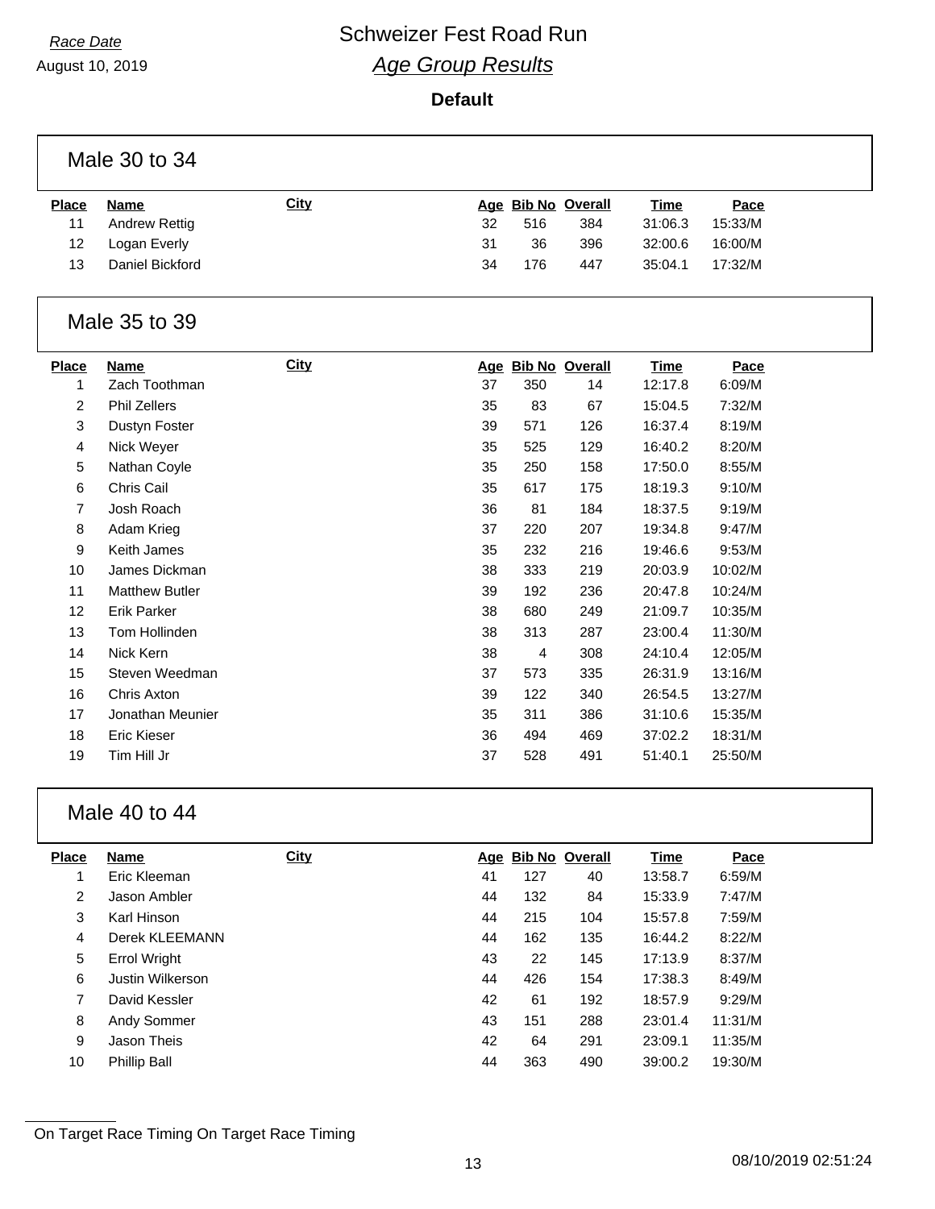*Race Date*

August 10, 2019

# Schweizer Fest Road Run

## *Age Group Results*

**Default**

### Male 30 to 34

| Place | Name | City | Age | Bib No | Overall | Time | Pace |
|---|---|---|---|---|---|---|---|
| 11 | Andrew Rettig | | 32 | 516 | 384 | 31:06.3 | 15:33/M |
| 12 | Logan Everly | | 31 | 36 | 396 | 32:00.6 | 16:00/M |
| 13 | Daniel Bickford | | 34 | 176 | 447 | 35:04.1 | 17:32/M |

### Male 35 to 39

| Place | Name | City | Age | Bib No | Overall | Time | Pace |
|---|---|---|---|---|---|---|---|
| 1 | Zach Toothman | | 37 | 350 | 14 | 12:17.8 | 6:09/M |
| 2 | Phil Zellers | | 35 | 83 | 67 | 15:04.5 | 7:32/M |
| 3 | Dustyn Foster | | 39 | 571 | 126 | 16:37.4 | 8:19/M |
| 4 | Nick Weyer | | 35 | 525 | 129 | 16:40.2 | 8:20/M |
| 5 | Nathan Coyle | | 35 | 250 | 158 | 17:50.0 | 8:55/M |
| 6 | Chris Cail | | 35 | 617 | 175 | 18:19.3 | 9:10/M |
| 7 | Josh Roach | | 36 | 81 | 184 | 18:37.5 | 9:19/M |
| 8 | Adam Krieg | | 37 | 220 | 207 | 19:34.8 | 9:47/M |
| 9 | Keith James | | 35 | 232 | 216 | 19:46.6 | 9:53/M |
| 10 | James Dickman | | 38 | 333 | 219 | 20:03.9 | 10:02/M |
| 11 | Matthew Butler | | 39 | 192 | 236 | 20:47.8 | 10:24/M |
| 12 | Erik Parker | | 38 | 680 | 249 | 21:09.7 | 10:35/M |
| 13 | Tom Hollinden | | 38 | 313 | 287 | 23:00.4 | 11:30/M |
| 14 | Nick Kern | | 38 | 4 | 308 | 24:10.4 | 12:05/M |
| 15 | Steven Weedman | | 37 | 573 | 335 | 26:31.9 | 13:16/M |
| 16 | Chris Axton | | 39 | 122 | 340 | 26:54.5 | 13:27/M |
| 17 | Jonathan Meunier | | 35 | 311 | 386 | 31:10.6 | 15:35/M |
| 18 | Eric Kieser | | 36 | 494 | 469 | 37:02.2 | 18:31/M |
| 19 | Tim Hill Jr | | 37 | 528 | 491 | 51:40.1 | 25:50/M |

### Male 40 to 44

| Place | Name | City | Age | Bib No | Overall | Time | Pace |
|---|---|---|---|---|---|---|---|
| 1 | Eric Kleeman | | 41 | 127 | 40 | 13:58.7 | 6:59/M |
| 2 | Jason Ambler | | 44 | 132 | 84 | 15:33.9 | 7:47/M |
| 3 | Karl Hinson | | 44 | 215 | 104 | 15:57.8 | 7:59/M |
| 4 | Derek KLEEMANN | | 44 | 162 | 135 | 16:44.2 | 8:22/M |
| 5 | Errol Wright | | 43 | 22 | 145 | 17:13.9 | 8:37/M |
| 6 | Justin Wilkerson | | 44 | 426 | 154 | 17:38.3 | 8:49/M |
| 7 | David Kessler | | 42 | 61 | 192 | 18:57.9 | 9:29/M |
| 8 | Andy Sommer | | 43 | 151 | 288 | 23:01.4 | 11:31/M |
| 9 | Jason Theis | | 42 | 64 | 291 | 23:09.1 | 11:35/M |
| 10 | Phillip Ball | | 44 | 363 | 490 | 39:00.2 | 19:30/M |

On Target Race Timing On Target Race Timing

08/10/2019 02:51:24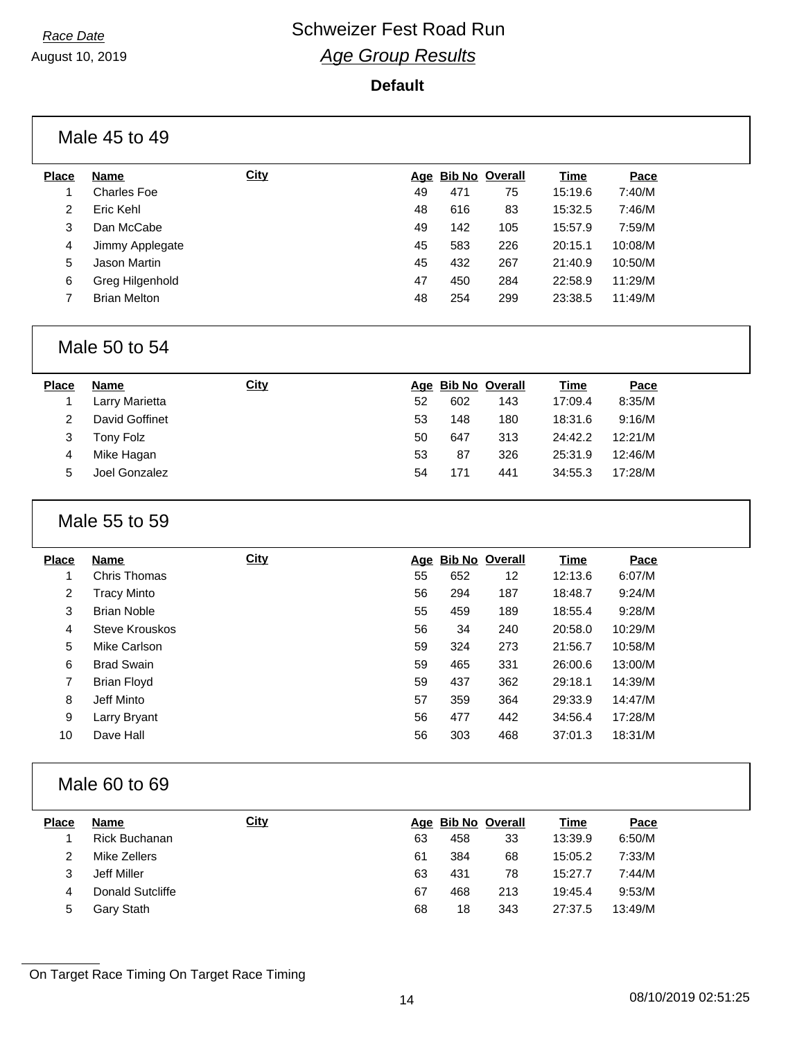Race Date

August 10, 2019

# Schweizer Fest Road Run

## *Age Group Results*

**Default**

### Male 45 to 49

| Place | Name | City | Age | Bib No | Overall | Time | Pace |
|---|---|---|---|---|---|---|---|
| 1 | Charles Foe | | 49 | 471 | 75 | 15:19.6 | 7:40/M |
| 2 | Eric Kehl | | 48 | 616 | 83 | 15:32.5 | 7:46/M |
| 3 | Dan McCabe | | 49 | 142 | 105 | 15:57.9 | 7:59/M |
| 4 | Jimmy Applegate | | 45 | 583 | 226 | 20:15.1 | 10:08/M |
| 5 | Jason Martin | | 45 | 432 | 267 | 21:40.9 | 10:50/M |
| 6 | Greg Hilgenhold | | 47 | 450 | 284 | 22:58.9 | 11:29/M |
| 7 | Brian Melton | | 48 | 254 | 299 | 23:38.5 | 11:49/M |

### Male 50 to 54

| Place | Name | City | Age | Bib No | Overall | Time | Pace |
|---|---|---|---|---|---|---|---|
| 1 | Larry Marietta | | 52 | 602 | 143 | 17:09.4 | 8:35/M |
| 2 | David Goffinet | | 53 | 148 | 180 | 18:31.6 | 9:16/M |
| 3 | Tony Folz | | 50 | 647 | 313 | 24:42.2 | 12:21/M |
| 4 | Mike Hagan | | 53 | 87 | 326 | 25:31.9 | 12:46/M |
| 5 | Joel Gonzalez | | 54 | 171 | 441 | 34:55.3 | 17:28/M |

### Male 55 to 59

| Place | Name | City | Age | Bib No | Overall | Time | Pace |
|---|---|---|---|---|---|---|---|
| 1 | Chris Thomas | | 55 | 652 | 12 | 12:13.6 | 6:07/M |
| 2 | Tracy Minto | | 56 | 294 | 187 | 18:48.7 | 9:24/M |
| 3 | Brian Noble | | 55 | 459 | 189 | 18:55.4 | 9:28/M |
| 4 | Steve Krouskos | | 56 | 34 | 240 | 20:58.0 | 10:29/M |
| 5 | Mike Carlson | | 59 | 324 | 273 | 21:56.7 | 10:58/M |
| 6 | Brad Swain | | 59 | 465 | 331 | 26:00.6 | 13:00/M |
| 7 | Brian Floyd | | 59 | 437 | 362 | 29:18.1 | 14:39/M |
| 8 | Jeff Minto | | 57 | 359 | 364 | 29:33.9 | 14:47/M |
| 9 | Larry Bryant | | 56 | 477 | 442 | 34:56.4 | 17:28/M |
| 10 | Dave Hall | | 56 | 303 | 468 | 37:01.3 | 18:31/M |

### Male 60 to 69

| Place | Name | City | Age | Bib No | Overall | Time | Pace |
|---|---|---|---|---|---|---|---|
| 1 | Rick Buchanan | | 63 | 458 | 33 | 13:39.9 | 6:50/M |
| 2 | Mike Zellers | | 61 | 384 | 68 | 15:05.2 | 7:33/M |
| 3 | Jeff Miller | | 63 | 431 | 78 | 15:27.7 | 7:44/M |
| 4 | Donald Sutcliffe | | 67 | 468 | 213 | 19:45.4 | 9:53/M |
| 5 | Gary Stath | | 68 | 18 | 343 | 27:37.5 | 13:49/M |

On Target Race Timing On Target Race Timing

08/10/2019 02:51:25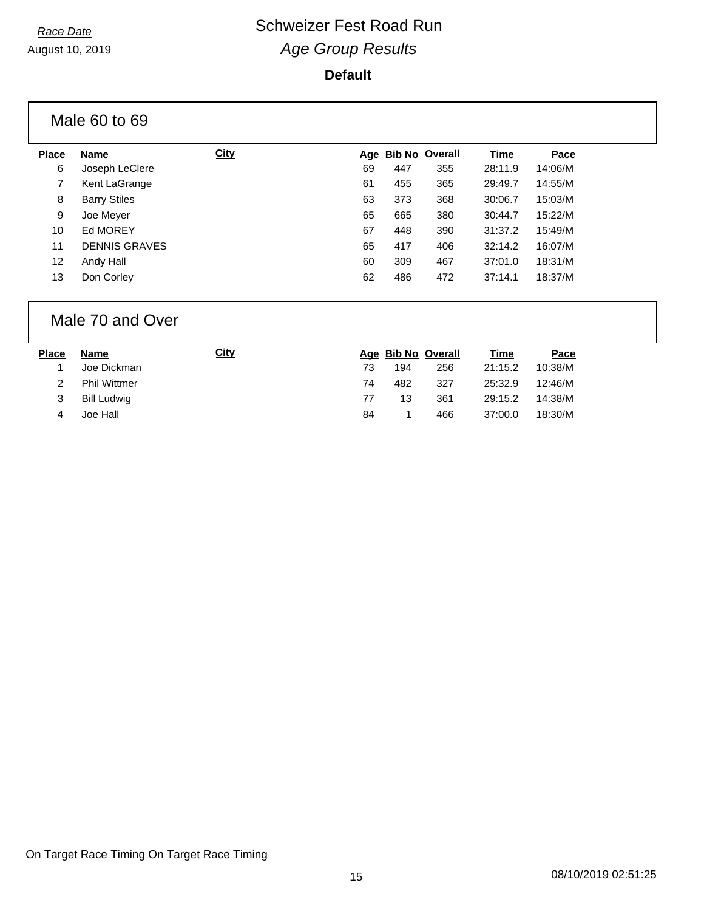*Race Date*
August 10, 2019

# Schweizer Fest Road Run

## *Age Group Results*

**Default**

### Male 60 to 69

| Place | Name | City | Age | Bib No | Overall | Time | Pace |
|---|---|---|---|---|---|---|---|
| 6 | Joseph LeClere | | 69 | 447 | 355 | 28:11.9 | 14:06/M |
| 7 | Kent LaGrange | | 61 | 455 | 365 | 29:49.7 | 14:55/M |
| 8 | Barry Stiles | | 63 | 373 | 368 | 30:06.7 | 15:03/M |
| 9 | Joe Meyer | | 65 | 665 | 380 | 30:44.7 | 15:22/M |
| 10 | Ed MOREY | | 67 | 448 | 390 | 31:37.2 | 15:49/M |
| 11 | DENNIS GRAVES | | 65 | 417 | 406 | 32:14.2 | 16:07/M |
| 12 | Andy Hall | | 60 | 309 | 467 | 37:01.0 | 18:31/M |
| 13 | Don Corley | | 62 | 486 | 472 | 37:14.1 | 18:37/M |

### Male 70 and Over

| Place | Name | City | Age | Bib No | Overall | Time | Pace |
|---|---|---|---|---|---|---|---|
| 1 | Joe Dickman | | 73 | 194 | 256 | 21:15.2 | 10:38/M |
| 2 | Phil Wittmer | | 74 | 482 | 327 | 25:32.9 | 12:46/M |
| 3 | Bill Ludwig | | 77 | 13 | 361 | 29:15.2 | 14:38/M |
| 4 | Joe Hall | | 84 | 1 | 466 | 37:00.0 | 18:30/M |

On Target Race Timing On Target Race Timing

08/10/2019 02:51:25